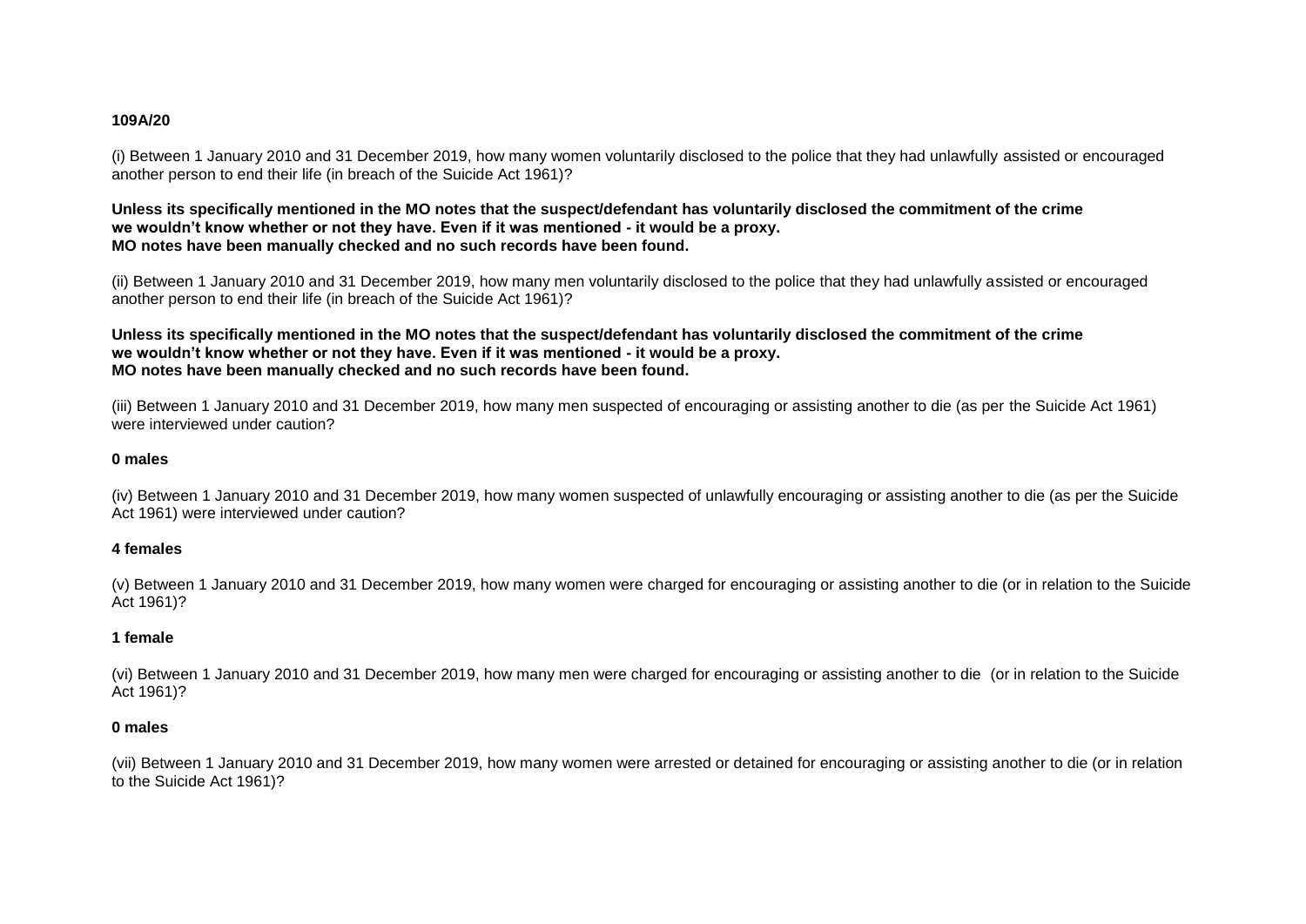**109A/20**

(i) Between 1 January 2010 and 31 December 2019, how many women voluntarily disclosed to the police that they had unlawfully assisted or encouraged another person to end their life (in breach of the Suicide Act 1961)?

**Unless its specifically mentioned in the MO notes that the suspect/defendant has voluntarily disclosed the commitment of the crime we wouldn't know whether or not they have. Even if it was mentioned - it would be a proxy.**
**MO notes have been manually checked and no such records have been found.**

(ii) Between 1 January 2010 and 31 December 2019, how many men voluntarily disclosed to the police that they had unlawfully assisted or encouraged another person to end their life (in breach of the Suicide Act 1961)?

**Unless its specifically mentioned in the MO notes that the suspect/defendant has voluntarily disclosed the commitment of the crime we wouldn't know whether or not they have. Even if it was mentioned - it would be a proxy.**
**MO notes have been manually checked and no such records have been found.**

(iii) Between 1 January 2010 and 31 December 2019, how many men suspected of encouraging or assisting another to die (as per the Suicide Act 1961) were interviewed under caution?

**0 males**

(iv) Between 1 January 2010 and 31 December 2019, how many women suspected of unlawfully encouraging or assisting another to die (as per the Suicide Act 1961) were interviewed under caution?

**4 females**

(v) Between 1 January 2010 and 31 December 2019, how many women were charged for encouraging or assisting another to die (or in relation to the Suicide Act 1961)?

**1 female**

(vi) Between 1 January 2010 and 31 December 2019, how many men were charged for encouraging or assisting another to die (or in relation to the Suicide Act 1961)?

**0 males**

(vii) Between 1 January 2010 and 31 December 2019, how many women were arrested or detained for encouraging or assisting another to die (or in relation to the Suicide Act 1961)?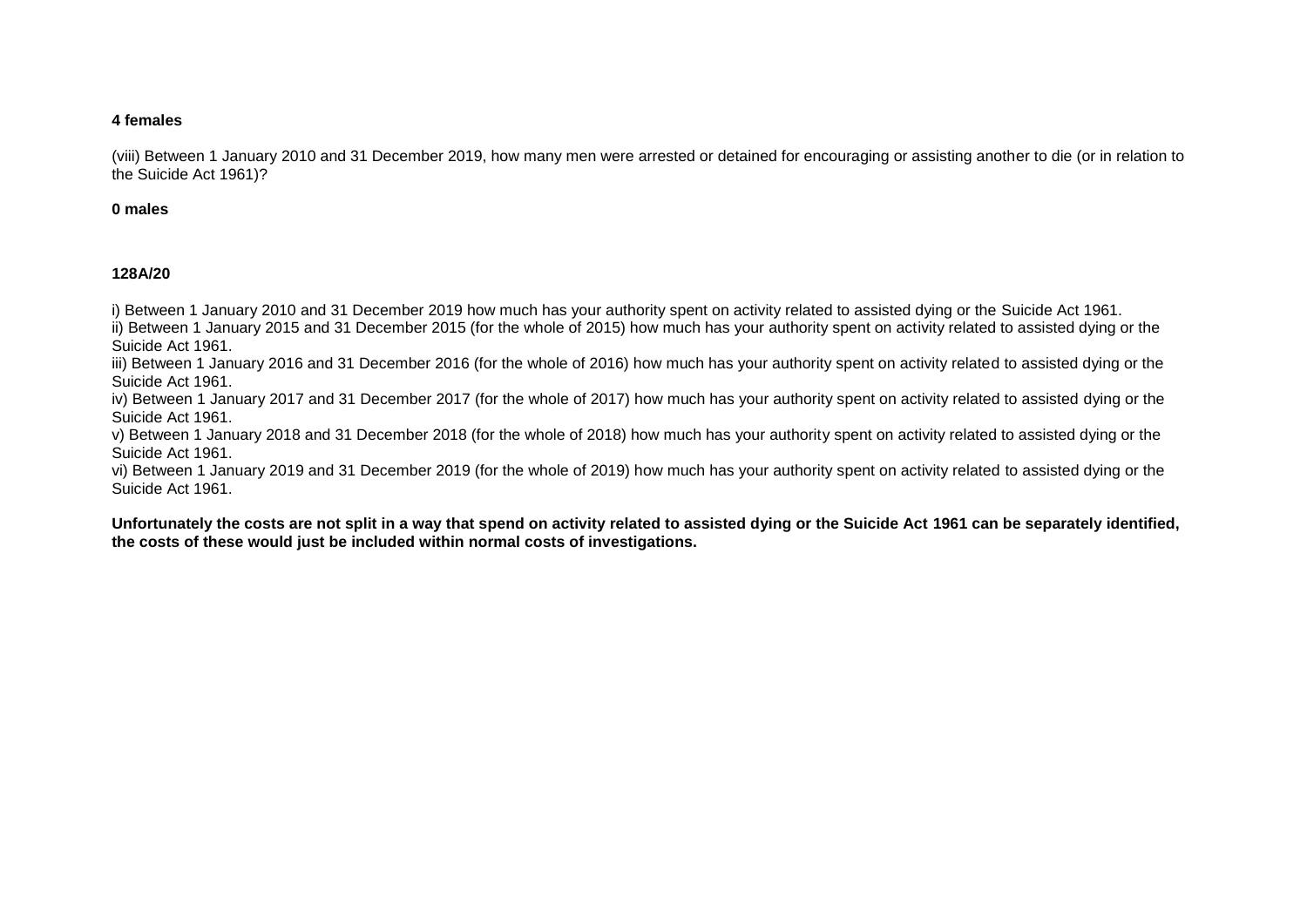**4 females**

(viii) Between 1 January 2010 and 31 December 2019, how many men were arrested or detained for encouraging or assisting another to die (or in relation to the Suicide Act 1961)?

**0 males**

**128A/20**

i) Between 1 January 2010 and 31 December 2019 how much has your authority spent on activity related to assisted dying or the Suicide Act 1961.
ii) Between 1 January 2015 and 31 December 2015 (for the whole of 2015) how much has your authority spent on activity related to assisted dying or the Suicide Act 1961.
iii) Between 1 January 2016 and 31 December 2016 (for the whole of 2016) how much has your authority spent on activity related to assisted dying or the Suicide Act 1961.
iv) Between 1 January 2017 and 31 December 2017 (for the whole of 2017) how much has your authority spent on activity related to assisted dying or the Suicide Act 1961.
v) Between 1 January 2018 and 31 December 2018 (for the whole of 2018) how much has your authority spent on activity related to assisted dying or the Suicide Act 1961.
vi) Between 1 January 2019 and 31 December 2019 (for the whole of 2019) how much has your authority spent on activity related to assisted dying or the Suicide Act 1961.

**Unfortunately the costs are not split in a way that spend on activity related to assisted dying or the Suicide Act 1961 can be separately identified, the costs of these would just be included within normal costs of investigations.**